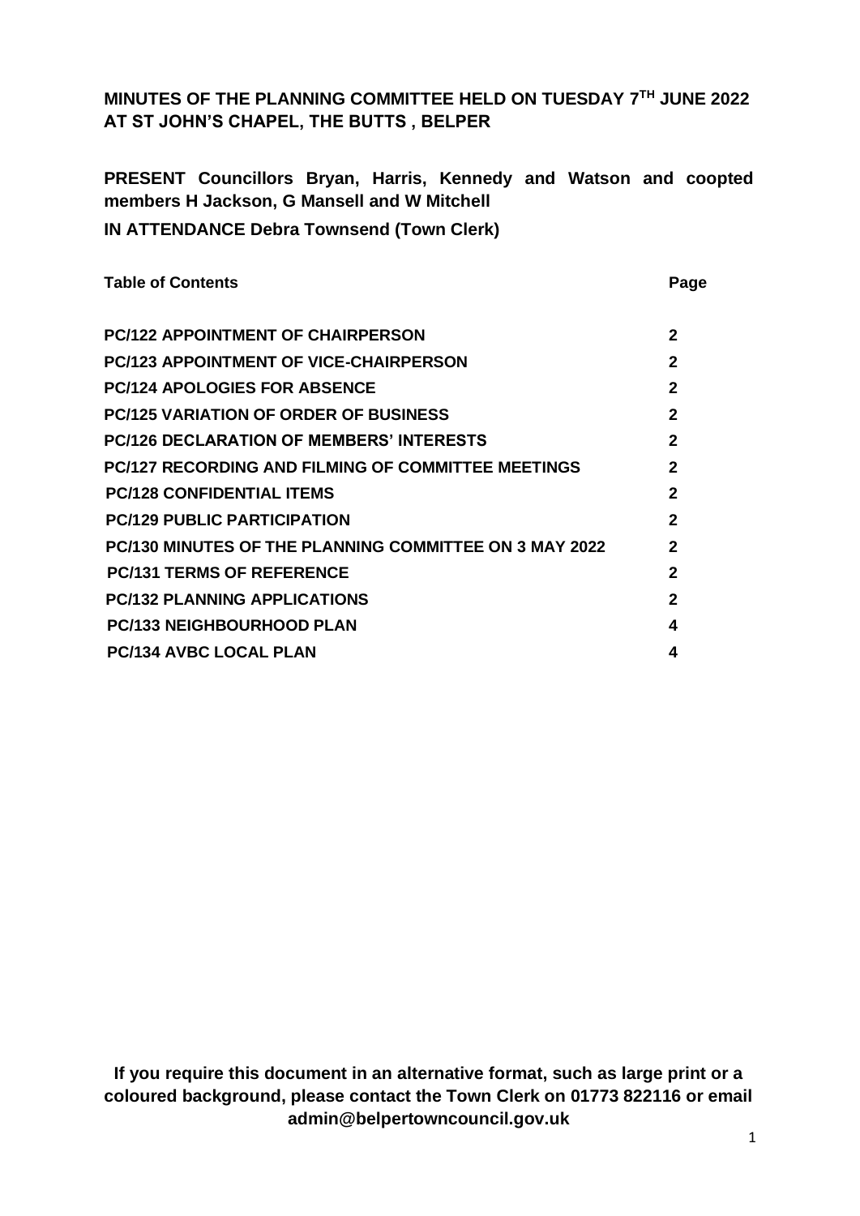# MINUTES OF THE PLANNING COMMITTEE HELD ON TUESDAY 7TH JUNE 2022 AT ST JOHN'S CHAPEL, THE BUTTS , BELPER

**PRESENT Councillors Bryan, Harris, Kennedy and Watson and coopted members H Jackson, G Mansell and W Mitchell**

**IN ATTENDANCE Debra Townsend (Town Clerk)**

| **Table of Contents** | **Page** |
|---|---|
| **PC/122 APPOINTMENT OF CHAIRPERSON** | **2** |
| **PC/123 APPOINTMENT OF VICE-CHAIRPERSON** | **2** |
| **PC/124 APOLOGIES FOR ABSENCE** | **2** |
| **PC/125 VARIATION OF ORDER OF BUSINESS** | **2** |
| **PC/126 DECLARATION OF MEMBERS' INTERESTS** | **2** |
| **PC/127 RECORDING AND FILMING OF COMMITTEE MEETINGS** | **2** |
| **PC/128 CONFIDENTIAL ITEMS** | **2** |
| **PC/129 PUBLIC PARTICIPATION** | **2** |
| **PC/130 MINUTES OF THE PLANNING COMMITTEE ON 3 MAY 2022** | **2** |
| **PC/131 TERMS OF REFERENCE** | **2** |
| **PC/132 PLANNING APPLICATIONS** | **2** |
| **PC/133 NEIGHBOURHOOD PLAN** | **4** |
| **PC/134 AVBC LOCAL PLAN** | **4** |

**If you require this document in an alternative format, such as large print or a coloured background, please contact the Town Clerk on 01773 822116 or email admin@belpertowncouncil.gov.uk**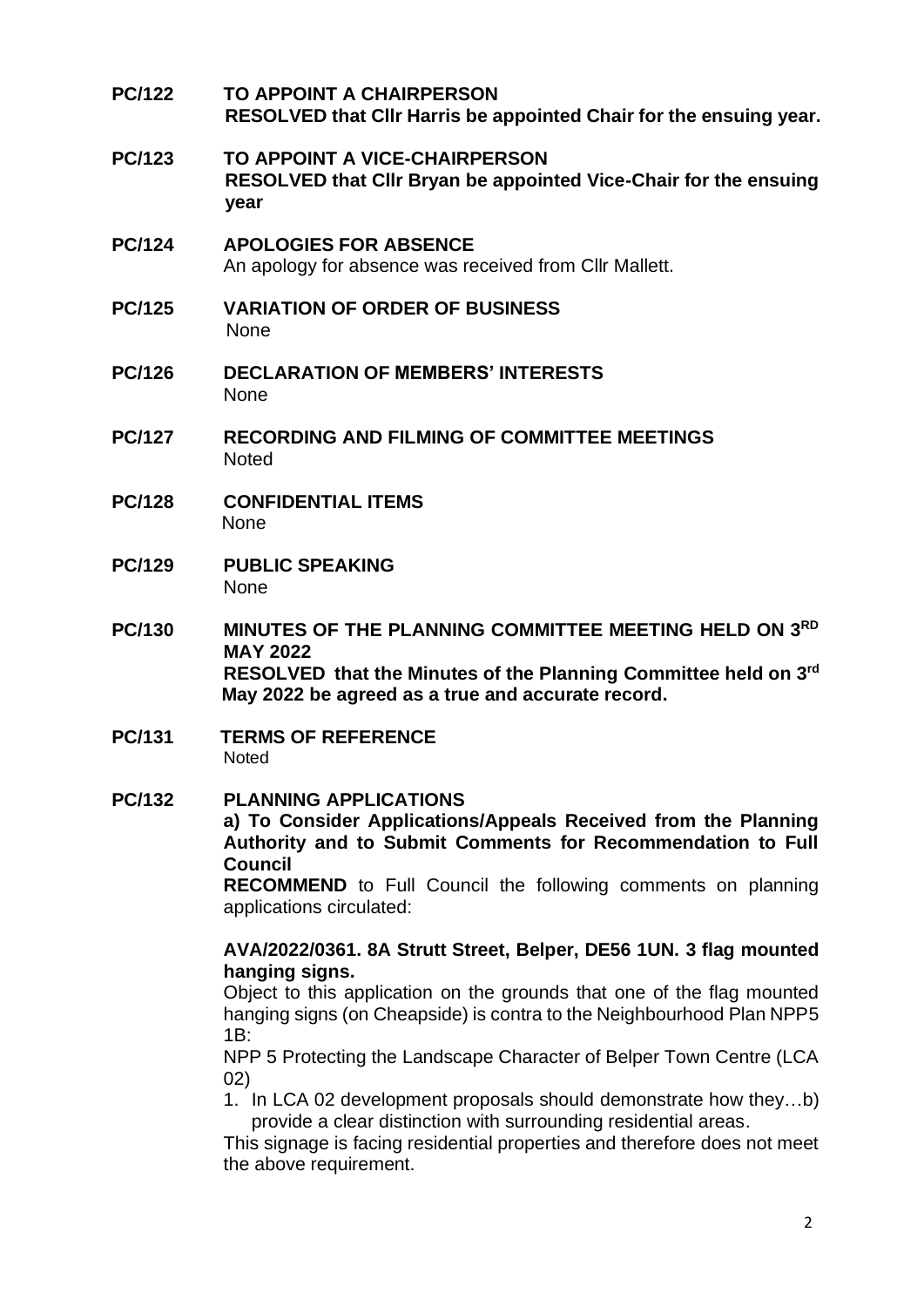**PC/122 TO APPOINT A CHAIRPERSON**
**RESOLVED that Cllr Harris be appointed Chair for the ensuing year.**

**PC/123 TO APPOINT A VICE-CHAIRPERSON**
**RESOLVED that Cllr Bryan be appointed Vice-Chair for the ensuing year**

**PC/124 APOLOGIES FOR ABSENCE**
An apology for absence was received from Cllr Mallett.

**PC/125 VARIATION OF ORDER OF BUSINESS**
None

**PC/126 DECLARATION OF MEMBERS' INTERESTS**
None

**PC/127 RECORDING AND FILMING OF COMMITTEE MEETINGS**
Noted

**PC/128 CONFIDENTIAL ITEMS**
None

**PC/129 PUBLIC SPEAKING**
None

**PC/130 MINUTES OF THE PLANNING COMMITTEE MEETING HELD ON 3RD MAY 2022**
**RESOLVED that the Minutes of the Planning Committee held on 3rd May 2022 be agreed as a true and accurate record.**

**PC/131 TERMS OF REFERENCE**
Noted

**PC/132 PLANNING APPLICATIONS**
**a) To Consider Applications/Appeals Received from the Planning Authority and to Submit Comments for Recommendation to Full Council**
**RECOMMEND** to Full Council the following comments on planning applications circulated:

**AVA/2022/0361. 8A Strutt Street, Belper, DE56 1UN. 3 flag mounted hanging signs.**
Object to this application on the grounds that one of the flag mounted hanging signs (on Cheapside) is contra to the Neighbourhood Plan NPP5 1B:

NPP 5 Protecting the Landscape Character of Belper Town Centre (LCA 02)

1. In LCA 02 development proposals should demonstrate how they…b) provide a clear distinction with surrounding residential areas.

This signage is facing residential properties and therefore does not meet the above requirement.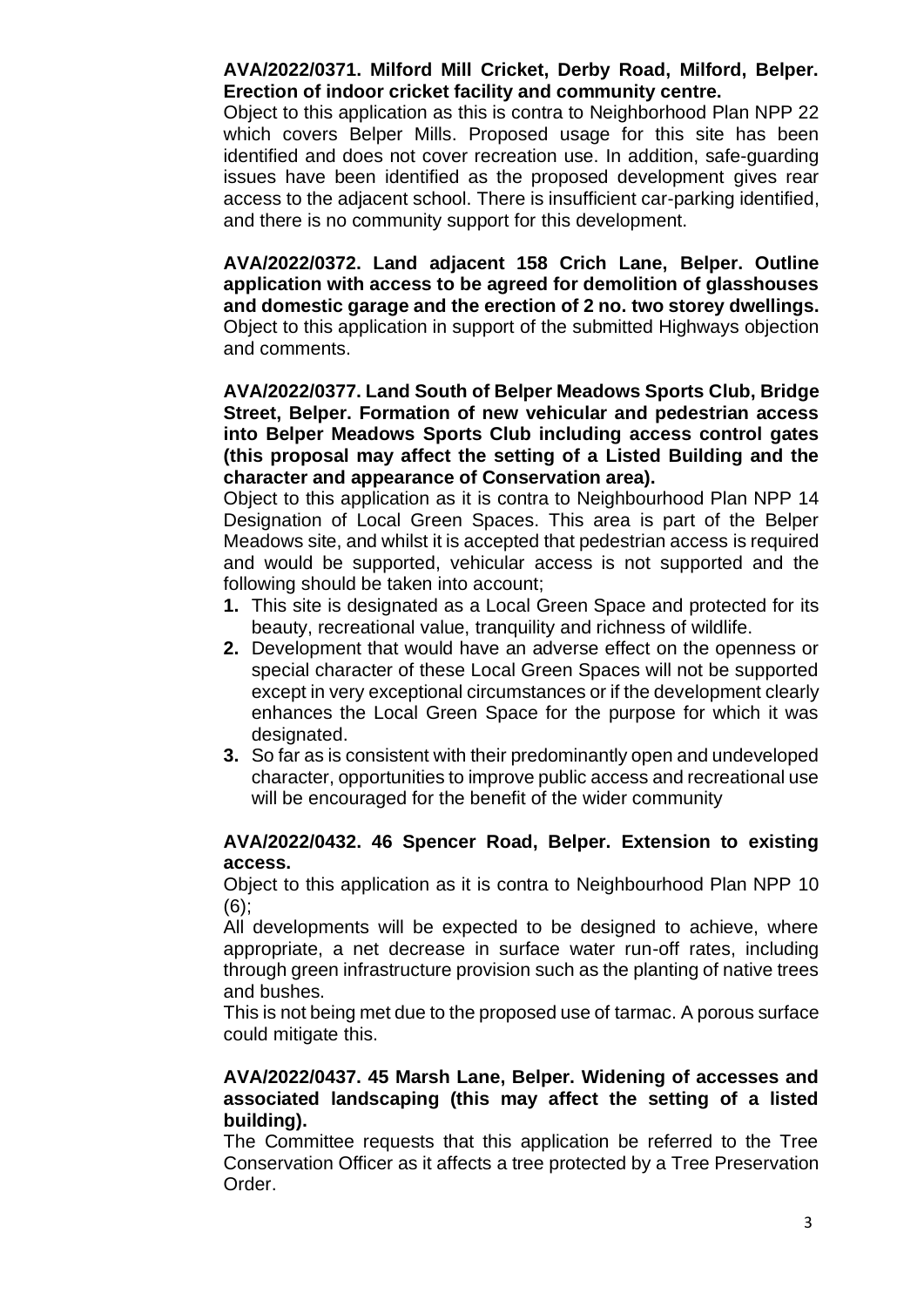**AVA/2022/0371. Milford Mill Cricket, Derby Road, Milford, Belper. Erection of indoor cricket facility and community centre.**

Object to this application as this is contra to Neighborhood Plan NPP 22 which covers Belper Mills. Proposed usage for this site has been identified and does not cover recreation use. In addition, safe-guarding issues have been identified as the proposed development gives rear access to the adjacent school. There is insufficient car-parking identified, and there is no community support for this development.

**AVA/2022/0372. Land adjacent 158 Crich Lane, Belper. Outline application with access to be agreed for demolition of glasshouses and domestic garage and the erection of 2 no. two storey dwellings.**

Object to this application in support of the submitted Highways objection and comments.

**AVA/2022/0377. Land South of Belper Meadows Sports Club, Bridge Street, Belper. Formation of new vehicular and pedestrian access into Belper Meadows Sports Club including access control gates (this proposal may affect the setting of a Listed Building and the character and appearance of Conservation area).**

Object to this application as it is contra to Neighbourhood Plan NPP 14 Designation of Local Green Spaces. This area is part of the Belper Meadows site, and whilst it is accepted that pedestrian access is required and would be supported, vehicular access is not supported and the following should be taken into account;

1. This site is designated as a Local Green Space and protected for its beauty, recreational value, tranquility and richness of wildlife.
2. Development that would have an adverse effect on the openness or special character of these Local Green Spaces will not be supported except in very exceptional circumstances or if the development clearly enhances the Local Green Space for the purpose for which it was designated.
3. So far as is consistent with their predominantly open and undeveloped character, opportunities to improve public access and recreational use will be encouraged for the benefit of the wider community

**AVA/2022/0432. 46 Spencer Road, Belper. Extension to existing access.**

Object to this application as it is contra to Neighbourhood Plan NPP 10 (6);

All developments will be expected to be designed to achieve, where appropriate, a net decrease in surface water run-off rates, including through green infrastructure provision such as the planting of native trees and bushes.

This is not being met due to the proposed use of tarmac. A porous surface could mitigate this.

**AVA/2022/0437. 45 Marsh Lane, Belper. Widening of accesses and associated landscaping (this may affect the setting of a listed building).**

The Committee requests that this application be referred to the Tree Conservation Officer as it affects a tree protected by a Tree Preservation Order.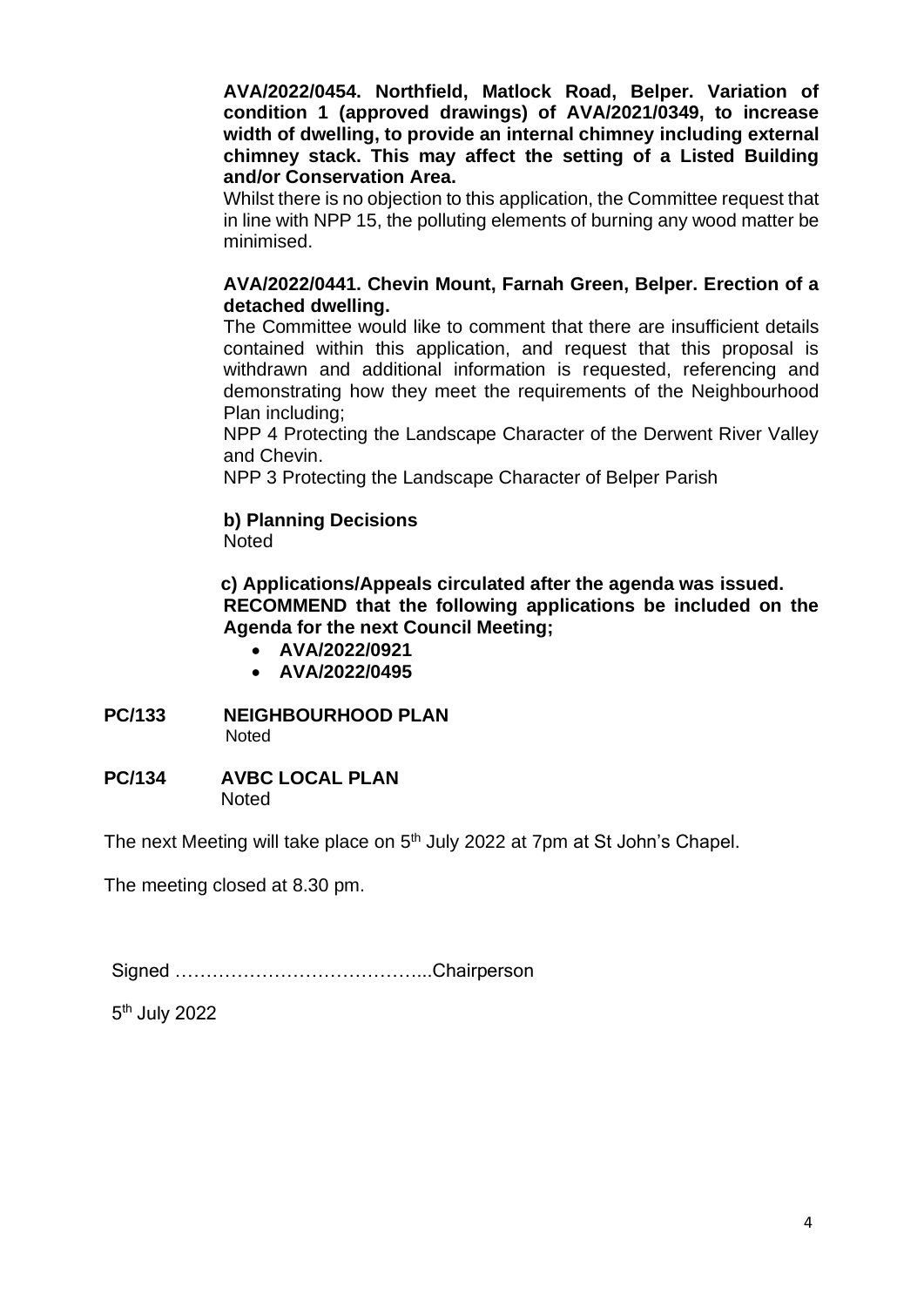**AVA/2022/0454. Northfield, Matlock Road, Belper. Variation of condition 1 (approved drawings) of AVA/2021/0349, to increase width of dwelling, to provide an internal chimney including external chimney stack. This may affect the setting of a Listed Building and/or Conservation Area.**

Whilst there is no objection to this application, the Committee request that in line with NPP 15, the polluting elements of burning any wood matter be minimised.

**AVA/2022/0441. Chevin Mount, Farnah Green, Belper. Erection of a detached dwelling.**

The Committee would like to comment that there are insufficient details contained within this application, and request that this proposal is withdrawn and additional information is requested, referencing and demonstrating how they meet the requirements of the Neighbourhood Plan including;

NPP 4 Protecting the Landscape Character of the Derwent River Valley and Chevin.

NPP 3 Protecting the Landscape Character of Belper Parish

**b) Planning Decisions**

Noted

**c) Applications/Appeals circulated after the agenda was issued.**
**RECOMMEND that the following applications be included on the Agenda for the next Council Meeting;**

- **AVA/2022/0921**
- **AVA/2022/0495**

**PC/133 NEIGHBOURHOOD PLAN**

Noted

**PC/134 AVBC LOCAL PLAN**

Noted

The next Meeting will take place on 5th July 2022 at 7pm at St John's Chapel.

The meeting closed at 8.30 pm.

Signed …………………………………...Chairperson

5th July 2022